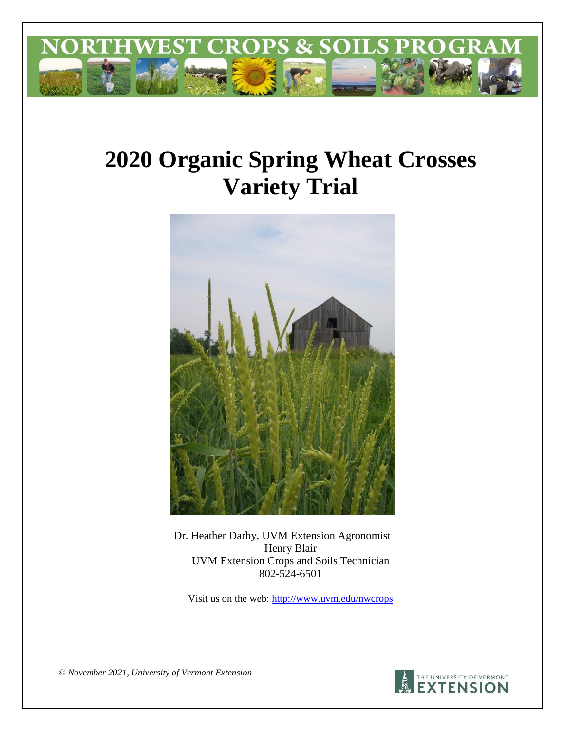# NORTHWEST CROPS & SOILS PROGRAM

# 2020 Organic Spring Wheat Crosses Variety Trial

Dr. Heather Darby, UVM Extension Agronomist
Henry Blair
UVM Extension Crops and Soils Technician
802-524-6501

Visit us on the web: http://www.uvm.edu/nwcrops

*© November 2021, University of Vermont Extension*

THE UNIVERSITY OF VERMONT EXTENSION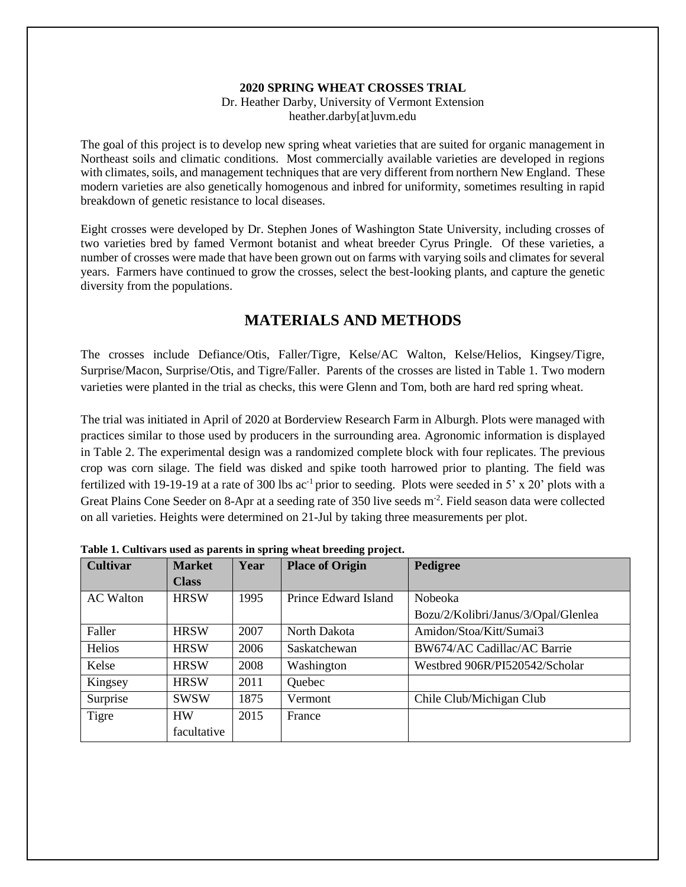**2020 SPRING WHEAT CROSSES TRIAL**

Dr. Heather Darby, University of Vermont Extension

heather.darby[at]uvm.edu

The goal of this project is to develop new spring wheat varieties that are suited for organic management in Northeast soils and climatic conditions. Most commercially available varieties are developed in regions with climates, soils, and management techniques that are very different from northern New England. These modern varieties are also genetically homogenous and inbred for uniformity, sometimes resulting in rapid breakdown of genetic resistance to local diseases.

Eight crosses were developed by Dr. Stephen Jones of Washington State University, including crosses of two varieties bred by famed Vermont botanist and wheat breeder Cyrus Pringle. Of these varieties, a number of crosses were made that have been grown out on farms with varying soils and climates for several years. Farmers have continued to grow the crosses, select the best-looking plants, and capture the genetic diversity from the populations.

# MATERIALS AND METHODS

The crosses include Defiance/Otis, Faller/Tigre, Kelse/AC Walton, Kelse/Helios, Kingsey/Tigre, Surprise/Macon, Surprise/Otis, and Tigre/Faller. Parents of the crosses are listed in Table 1. Two modern varieties were planted in the trial as checks, this were Glenn and Tom, both are hard red spring wheat.

The trial was initiated in April of 2020 at Borderview Research Farm in Alburgh. Plots were managed with practices similar to those used by producers in the surrounding area. Agronomic information is displayed in Table 2. The experimental design was a randomized complete block with four replicates. The previous crop was corn silage. The field was disked and spike tooth harrowed prior to planting. The field was fertilized with 19-19-19 at a rate of 300 lbs $ac^{-1}$ prior to seeding. Plots were seeded in 5' x 20' plots with a Great Plains Cone Seeder on 8-Apr at a seeding rate of 350 live seeds $m^{-2}$. Field season data were collected on all varieties. Heights were determined on 21-Jul by taking three measurements per plot.

**Table 1. Cultivars used as parents in spring wheat breeding project.**

| Cultivar | Market Class | Year | Place of Origin | Pedigree |
|---|---|---|---|---|
| AC Walton | HRSW | 1995 | Prince Edward Island | Nobeoka Bozu/2/Kolibri/Janus/3/Opal/Glenlea |
| Faller | HRSW | 2007 | North Dakota | Amidon/Stoa/Kitt/Sumai3 |
| Helios | HRSW | 2006 | Saskatchewan | BW674/AC Cadillac/AC Barrie |
| Kelse | HRSW | 2008 | Washington | Westbred 906R/PI520542/Scholar |
| Kingsey | HRSW | 2011 | Quebec | |
| Surprise | SWSW | 1875 | Vermont | Chile Club/Michigan Club |
| Tigre | HW facultative | 2015 | France | |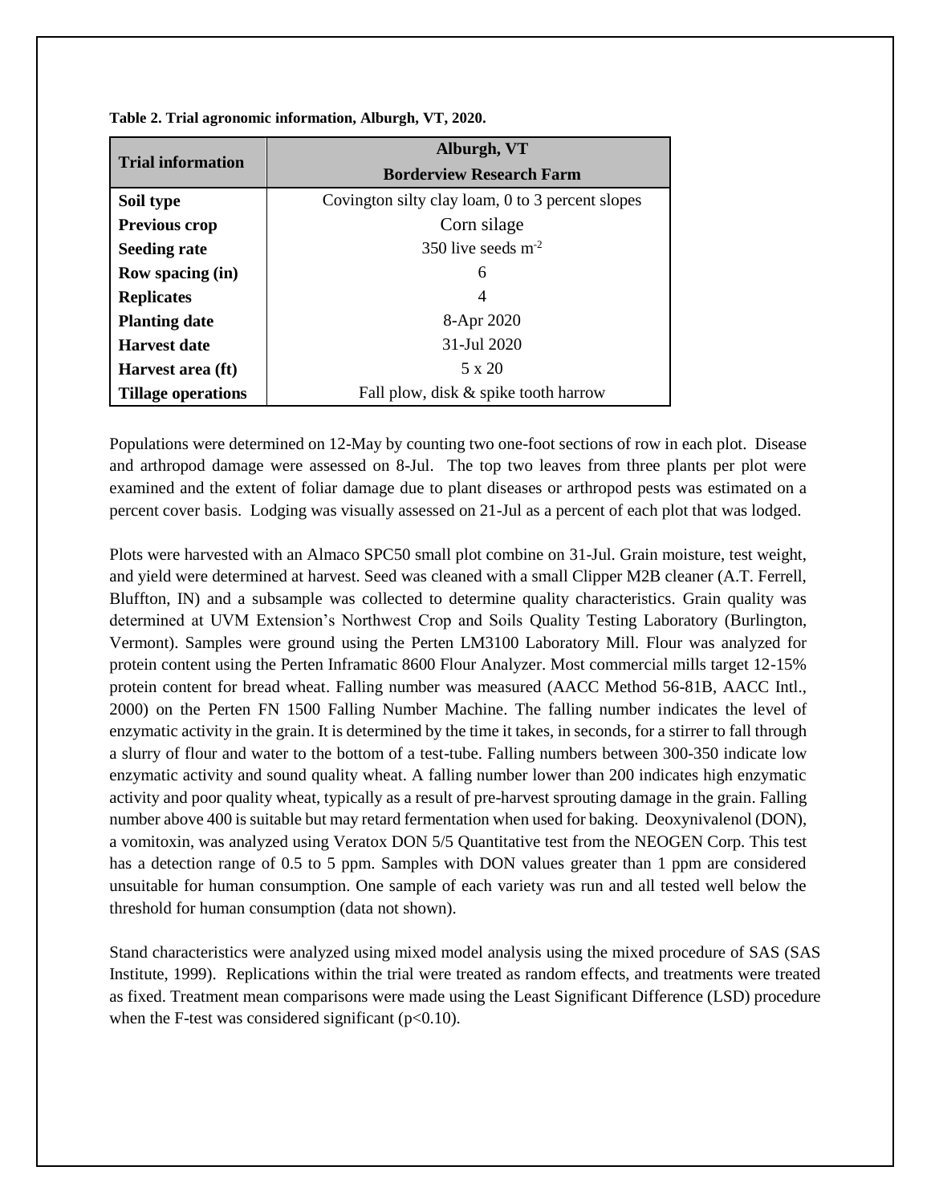**Table 2. Trial agronomic information, Alburgh, VT, 2020.**

| Trial information | Alburgh, VT Borderview Research Farm |
|---|---|
| **Soil type** | Covington silty clay loam, 0 to 3 percent slopes |
| **Previous crop** | Corn silage |
| **Seeding rate** | 350 live seeds $m^{-2}$ |
| **Row spacing (in)** | 6 |
| **Replicates** | 4 |
| **Planting date** | 8-Apr 2020 |
| **Harvest date** | 31-Jul 2020 |
| **Harvest area (ft)** | 5 x 20 |
| **Tillage operations** | Fall plow, disk & spike tooth harrow |

Populations were determined on 12-May by counting two one-foot sections of row in each plot. Disease and arthropod damage were assessed on 8-Jul. The top two leaves from three plants per plot were examined and the extent of foliar damage due to plant diseases or arthropod pests was estimated on a percent cover basis. Lodging was visually assessed on 21-Jul as a percent of each plot that was lodged.

Plots were harvested with an Almaco SPC50 small plot combine on 31-Jul. Grain moisture, test weight, and yield were determined at harvest. Seed was cleaned with a small Clipper M2B cleaner (A.T. Ferrell, Bluffton, IN) and a subsample was collected to determine quality characteristics. Grain quality was determined at UVM Extension's Northwest Crop and Soils Quality Testing Laboratory (Burlington, Vermont). Samples were ground using the Perten LM3100 Laboratory Mill. Flour was analyzed for protein content using the Perten Inframatic 8600 Flour Analyzer. Most commercial mills target 12-15% protein content for bread wheat. Falling number was measured (AACC Method 56-81B, AACC Intl., 2000) on the Perten FN 1500 Falling Number Machine. The falling number indicates the level of enzymatic activity in the grain. It is determined by the time it takes, in seconds, for a stirrer to fall through a slurry of flour and water to the bottom of a test-tube. Falling numbers between 300-350 indicate low enzymatic activity and sound quality wheat. A falling number lower than 200 indicates high enzymatic activity and poor quality wheat, typically as a result of pre-harvest sprouting damage in the grain. Falling number above 400 is suitable but may retard fermentation when used for baking. Deoxynivalenol (DON), a vomitoxin, was analyzed using Veratox DON 5/5 Quantitative test from the NEOGEN Corp. This test has a detection range of 0.5 to 5 ppm. Samples with DON values greater than 1 ppm are considered unsuitable for human consumption. One sample of each variety was run and all tested well below the threshold for human consumption (data not shown).

Stand characteristics were analyzed using mixed model analysis using the mixed procedure of SAS (SAS Institute, 1999). Replications within the trial were treated as random effects, and treatments were treated as fixed. Treatment mean comparisons were made using the Least Significant Difference (LSD) procedure when the F-test was considered significant ($p<0.10$).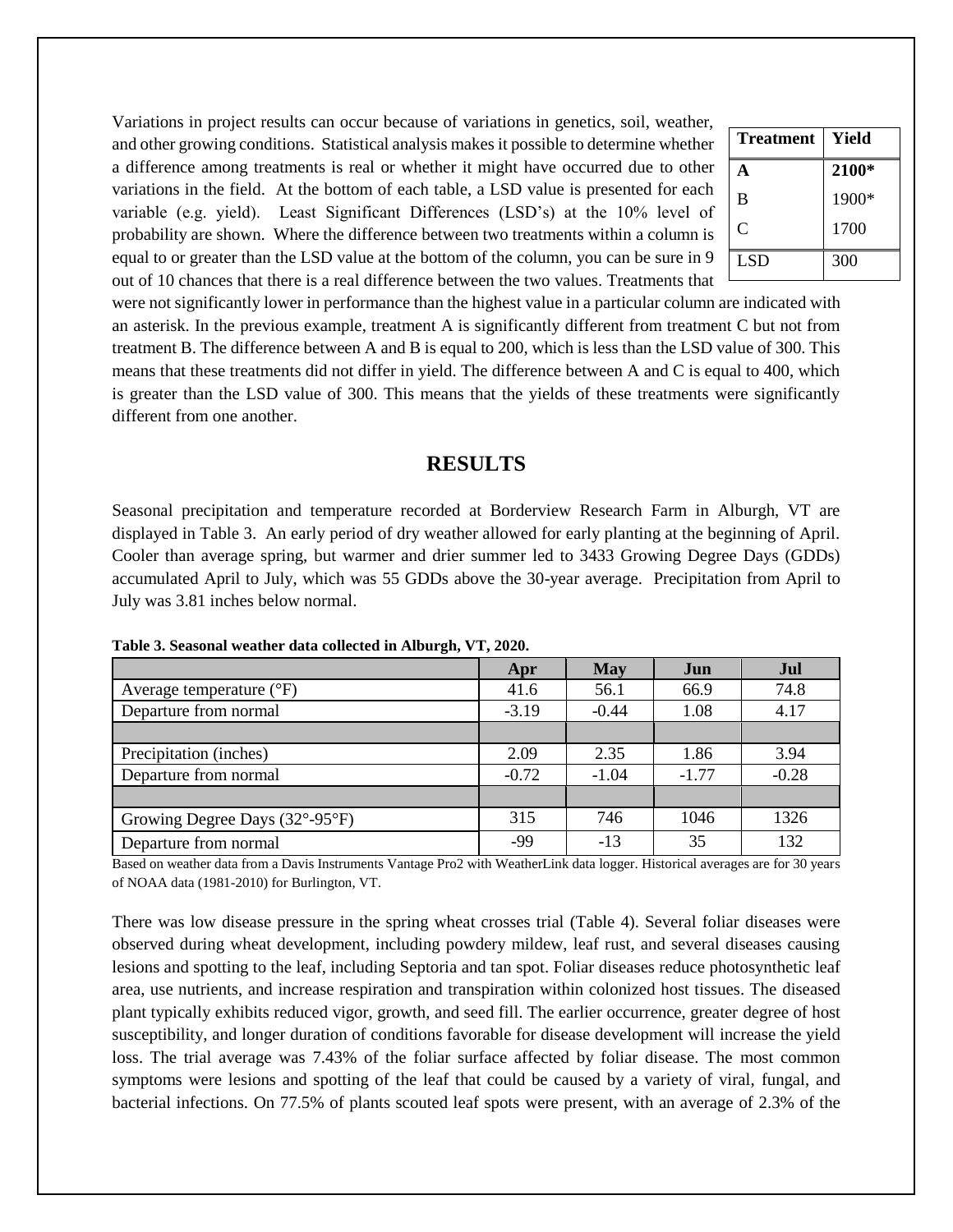Variations in project results can occur because of variations in genetics, soil, weather, and other growing conditions. Statistical analysis makes it possible to determine whether a difference among treatments is real or whether it might have occurred due to other variations in the field. At the bottom of each table, a LSD value is presented for each variable (e.g. yield). Least Significant Differences (LSD's) at the 10% level of probability are shown. Where the difference between two treatments within a column is equal to or greater than the LSD value at the bottom of the column, you can be sure in 9 out of 10 chances that there is a real difference between the two values. Treatments that were not significantly lower in performance than the highest value in a particular column are indicated with an asterisk. In the previous example, treatment A is significantly different from treatment C but not from treatment B. The difference between A and B is equal to 200, which is less than the LSD value of 300. This means that these treatments did not differ in yield. The difference between A and C is equal to 400, which is greater than the LSD value of 300. This means that the yields of these treatments were significantly different from one another.

| Treatment | Yield |
|---|---|
| **A** | **2100*** |
| B | 1900* |
| C | 1700 |
| LSD | 300 |

## RESULTS

Seasonal precipitation and temperature recorded at Borderview Research Farm in Alburgh, VT are displayed in Table 3. An early period of dry weather allowed for early planting at the beginning of April. Cooler than average spring, but warmer and drier summer led to 3433 Growing Degree Days (GDDs) accumulated April to July, which was 55 GDDs above the 30-year average. Precipitation from April to July was 3.81 inches below normal.

**Table 3. Seasonal weather data collected in Alburgh, VT, 2020.**

| | Apr | May | Jun | Jul |
|---|---|---|---|---|
| Average temperature (°F) | 41.6 | 56.1 | 66.9 | 74.8 |
| Departure from normal | -3.19 | -0.44 | 1.08 | 4.17 |
| | | | | |
| Precipitation (inches) | 2.09 | 2.35 | 1.86 | 3.94 |
| Departure from normal | -0.72 | -1.04 | -1.77 | -0.28 |
| | | | | |
| Growing Degree Days (32°-95°F) | 315 | 746 | 1046 | 1326 |
| Departure from normal | -99 | -13 | 35 | 132 |

Based on weather data from a Davis Instruments Vantage Pro2 with WeatherLink data logger. Historical averages are for 30 years of NOAA data (1981-2010) for Burlington, VT.

There was low disease pressure in the spring wheat crosses trial (Table 4). Several foliar diseases were observed during wheat development, including powdery mildew, leaf rust, and several diseases causing lesions and spotting to the leaf, including Septoria and tan spot. Foliar diseases reduce photosynthetic leaf area, use nutrients, and increase respiration and transpiration within colonized host tissues. The diseased plant typically exhibits reduced vigor, growth, and seed fill. The earlier occurrence, greater degree of host susceptibility, and longer duration of conditions favorable for disease development will increase the yield loss. The trial average was 7.43% of the foliar surface affected by foliar disease. The most common symptoms were lesions and spotting of the leaf that could be caused by a variety of viral, fungal, and bacterial infections. On 77.5% of plants scouted leaf spots were present, with an average of 2.3% of the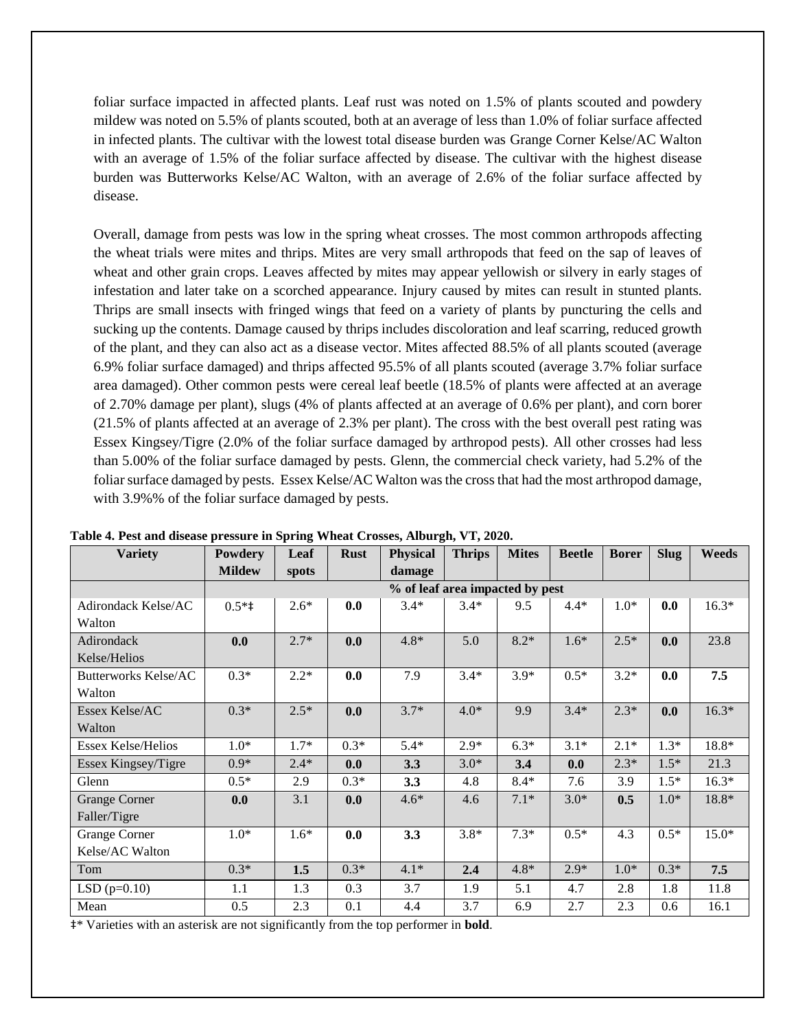foliar surface impacted in affected plants. Leaf rust was noted on 1.5% of plants scouted and powdery mildew was noted on 5.5% of plants scouted, both at an average of less than 1.0% of foliar surface affected in infected plants. The cultivar with the lowest total disease burden was Grange Corner Kelse/AC Walton with an average of 1.5% of the foliar surface affected by disease. The cultivar with the highest disease burden was Butterworks Kelse/AC Walton, with an average of 2.6% of the foliar surface affected by disease.

Overall, damage from pests was low in the spring wheat crosses. The most common arthropods affecting the wheat trials were mites and thrips. Mites are very small arthropods that feed on the sap of leaves of wheat and other grain crops. Leaves affected by mites may appear yellowish or silvery in early stages of infestation and later take on a scorched appearance. Injury caused by mites can result in stunted plants. Thrips are small insects with fringed wings that feed on a variety of plants by puncturing the cells and sucking up the contents. Damage caused by thrips includes discoloration and leaf scarring, reduced growth of the plant, and they can also act as a disease vector. Mites affected 88.5% of all plants scouted (average 6.9% foliar surface damaged) and thrips affected 95.5% of all plants scouted (average 3.7% foliar surface area damaged). Other common pests were cereal leaf beetle (18.5% of plants were affected at an average of 2.70% damage per plant), slugs (4% of plants affected at an average of 0.6% per plant), and corn borer (21.5% of plants affected at an average of 2.3% per plant). The cross with the best overall pest rating was Essex Kingsey/Tigre (2.0% of the foliar surface damaged by arthropod pests). All other crosses had less than 5.00% of the foliar surface damaged by pests. Glenn, the commercial check variety, had 5.2% of the foliar surface damaged by pests. Essex Kelse/AC Walton was the cross that had the most arthropod damage, with 3.9%% of the foliar surface damaged by pests.

**Table 4. Pest and disease pressure in Spring Wheat Crosses, Alburgh, VT, 2020.**

| Variety | Powdery Mildew | Leaf spots | Rust | Physical damage | Thrips | Mites | Beetle | Borer | Slug | Weeds |
|---|---|---|---|---|---|---|---|---|---|---|
| | % of leaf area impacted by pest | | | | | | | | | |
| Adirondack Kelse/AC Walton | 0.5*‡ | 2.6* | **0.0** | 3.4* | 3.4* | 9.5 | 4.4* | 1.0* | **0.0** | 16.3* |
| Adirondack Kelse/Helios | **0.0** | 2.7* | **0.0** | 4.8* | 5.0 | 8.2* | 1.6* | 2.5* | **0.0** | 23.8 |
| Butterworks Kelse/AC Walton | 0.3* | 2.2* | **0.0** | 7.9 | 3.4* | 3.9* | 0.5* | 3.2* | **0.0** | **7.5** |
| Essex Kelse/AC Walton | 0.3* | 2.5* | **0.0** | 3.7* | 4.0* | 9.9 | 3.4* | 2.3* | **0.0** | 16.3* |
| Essex Kelse/Helios | 1.0* | 1.7* | 0.3* | 5.4* | 2.9* | 6.3* | 3.1* | 2.1* | 1.3* | 18.8* |
| Essex Kingsey/Tigre | 0.9* | 2.4* | **0.0** | **3.3** | 3.0* | **3.4** | **0.0** | 2.3* | 1.5* | 21.3 |
| Glenn | 0.5* | 2.9 | 0.3* | **3.3** | 4.8 | 8.4* | 7.6 | 3.9 | 1.5* | 16.3* |
| Grange Corner Faller/Tigre | **0.0** | 3.1 | **0.0** | 4.6* | 4.6 | 7.1* | 3.0* | **0.5** | 1.0* | 18.8* |
| Grange Corner Kelse/AC Walton | 1.0* | 1.6* | **0.0** | **3.3** | 3.8* | 7.3* | 0.5* | 4.3 | 0.5* | 15.0* |
| Tom | 0.3* | **1.5** | 0.3* | 4.1* | **2.4** | 4.8* | 2.9* | 1.0* | 0.3* | **7.5** |
| LSD (p=0.10) | 1.1 | 1.3 | 0.3 | 3.7 | 1.9 | 5.1 | 4.7 | 2.8 | 1.8 | 11.8 |
| Mean | 0.5 | 2.3 | 0.1 | 4.4 | 3.7 | 6.9 | 2.7 | 2.3 | 0.6 | 16.1 |

‡* Varieties with an asterisk are not significantly from the top performer in **bold**.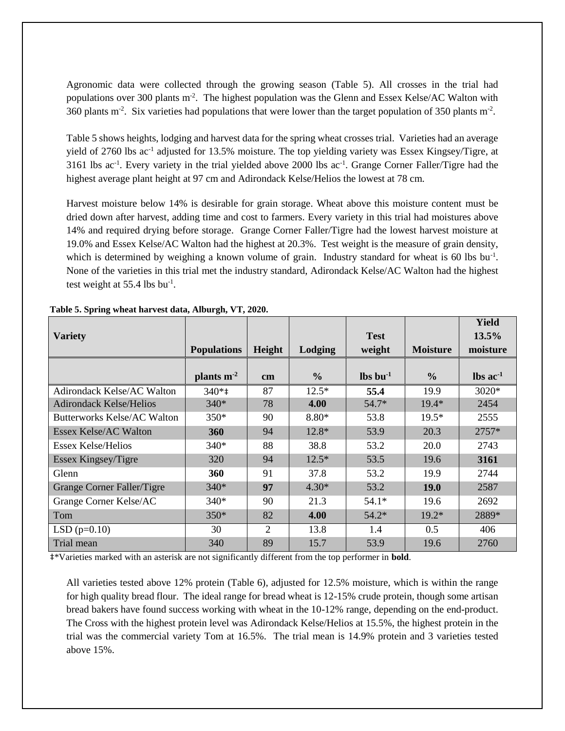Agronomic data were collected through the growing season (Table 5). All crosses in the trial had populations over 300 plants m$^{-2}$. The highest population was the Glenn and Essex Kelse/AC Walton with 360 plants m$^{-2}$. Six varieties had populations that were lower than the target population of 350 plants m$^{-2}$.

Table 5 shows heights, lodging and harvest data for the spring wheat crosses trial. Varieties had an average yield of 2760 lbs ac$^{-1}$ adjusted for 13.5% moisture. The top yielding variety was Essex Kingsey/Tigre, at 3161 lbs ac$^{-1}$. Every variety in the trial yielded above 2000 lbs ac$^{-1}$. Grange Corner Faller/Tigre had the highest average plant height at 97 cm and Adirondack Kelse/Helios the lowest at 78 cm.

Harvest moisture below 14% is desirable for grain storage. Wheat above this moisture content must be dried down after harvest, adding time and cost to farmers. Every variety in this trial had moistures above 14% and required drying before storage. Grange Corner Faller/Tigre had the lowest harvest moisture at 19.0% and Essex Kelse/AC Walton had the highest at 20.3%. Test weight is the measure of grain density, which is determined by weighing a known volume of grain. Industry standard for wheat is 60 lbs bu$^{-1}$. None of the varieties in this trial met the industry standard, Adirondack Kelse/AC Walton had the highest test weight at 55.4 lbs bu$^{-1}$.

**Table 5. Spring wheat harvest data, Alburgh, VT, 2020.**

| Variety | Populations | Height | Lodging | Test weight | Moisture | Yield 13.5% moisture |
|---|---|---|---|---|---|---|
| | plants m$^{-2}$ | cm | % | lbs bu$^{-1}$ | % | lbs ac$^{-1}$ |
| Adirondack Kelse/AC Walton | 340*‡ | 87 | 12.5* | **55.4** | 19.9 | 3020* |
| Adirondack Kelse/Helios | 340* | 78 | **4.00** | 54.7* | 19.4* | 2454 |
| Butterworks Kelse/AC Walton | 350* | 90 | 8.80* | 53.8 | 19.5* | 2555 |
| Essex Kelse/AC Walton | **360** | 94 | 12.8* | 53.9 | 20.3 | 2757* |
| Essex Kelse/Helios | 340* | 88 | 38.8 | 53.2 | 20.0 | 2743 |
| Essex Kingsey/Tigre | 320 | 94 | 12.5* | 53.5 | 19.6 | **3161** |
| Glenn | **360** | 91 | 37.8 | 53.2 | 19.9 | 2744 |
| Grange Corner Faller/Tigre | 340* | **97** | 4.30* | 53.2 | **19.0** | 2587 |
| Grange Corner Kelse/AC | 340* | 90 | 21.3 | 54.1* | 19.6 | 2692 |
| Tom | 350* | 82 | **4.00** | 54.2* | 19.2* | 2889* |
| LSD (p=0.10) | 30 | 2 | 13.8 | 1.4 | 0.5 | 406 |
| Trial mean | 340 | 89 | 15.7 | 53.9 | 19.6 | 2760 |

‡*Varieties marked with an asterisk are not significantly different from the top performer in **bold**.

All varieties tested above 12% protein (Table 6), adjusted for 12.5% moisture, which is within the range for high quality bread flour. The ideal range for bread wheat is 12-15% crude protein, though some artisan bread bakers have found success working with wheat in the 10-12% range, depending on the end-product. The Cross with the highest protein level was Adirondack Kelse/Helios at 15.5%, the highest protein in the trial was the commercial variety Tom at 16.5%. The trial mean is 14.9% protein and 3 varieties tested above 15%.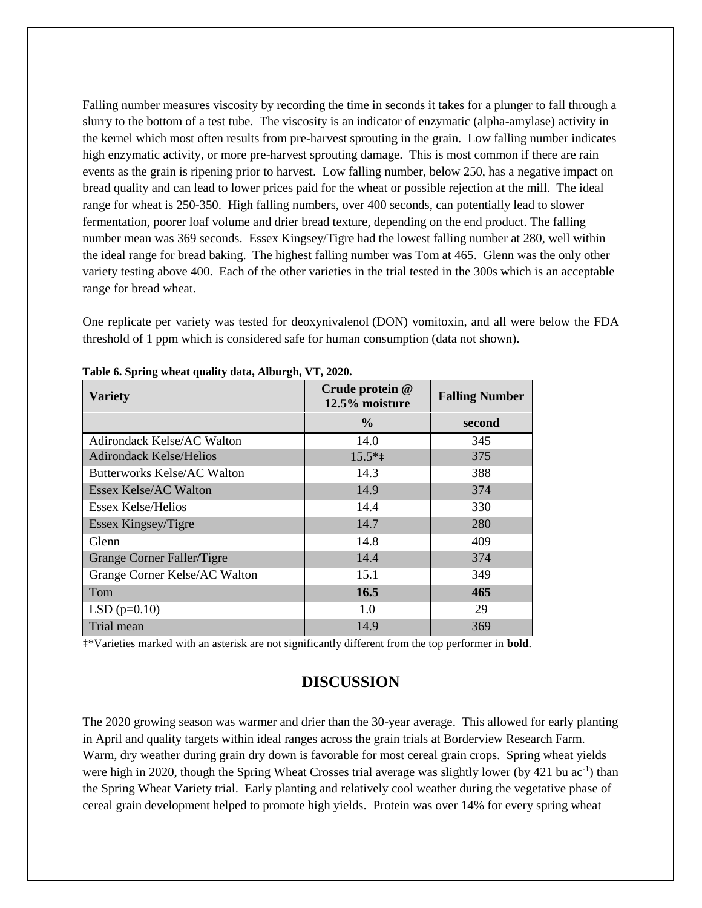Falling number measures viscosity by recording the time in seconds it takes for a plunger to fall through a slurry to the bottom of a test tube. The viscosity is an indicator of enzymatic (alpha-amylase) activity in the kernel which most often results from pre-harvest sprouting in the grain. Low falling number indicates high enzymatic activity, or more pre-harvest sprouting damage. This is most common if there are rain events as the grain is ripening prior to harvest. Low falling number, below 250, has a negative impact on bread quality and can lead to lower prices paid for the wheat or possible rejection at the mill. The ideal range for wheat is 250-350. High falling numbers, over 400 seconds, can potentially lead to slower fermentation, poorer loaf volume and drier bread texture, depending on the end product. The falling number mean was 369 seconds. Essex Kingsey/Tigre had the lowest falling number at 280, well within the ideal range for bread baking. The highest falling number was Tom at 465. Glenn was the only other variety testing above 400. Each of the other varieties in the trial tested in the 300s which is an acceptable range for bread wheat.

One replicate per variety was tested for deoxynivalenol (DON) vomitoxin, and all were below the FDA threshold of 1 ppm which is considered safe for human consumption (data not shown).

**Table 6. Spring wheat quality data, Alburgh, VT, 2020.**

| Variety | Crude protein @ 12.5% moisture | Falling Number |
|---|---|---|
| | % | second |
| Adirondack Kelse/AC Walton | 14.0 | 345 |
| Adirondack Kelse/Helios | 15.5*‡ | 375 |
| Butterworks Kelse/AC Walton | 14.3 | 388 |
| Essex Kelse/AC Walton | 14.9 | 374 |
| Essex Kelse/Helios | 14.4 | 330 |
| Essex Kingsey/Tigre | 14.7 | 280 |
| Glenn | 14.8 | 409 |
| Grange Corner Faller/Tigre | 14.4 | 374 |
| Grange Corner Kelse/AC Walton | 15.1 | 349 |
| Tom | **16.5** | **465** |
| LSD (p=0.10) | 1.0 | 29 |
| Trial mean | 14.9 | 369 |

‡*Varieties marked with an asterisk are not significantly different from the top performer in **bold**.

## DISCUSSION

The 2020 growing season was warmer and drier than the 30-year average. This allowed for early planting in April and quality targets within ideal ranges across the grain trials at Borderview Research Farm. Warm, dry weather during grain dry down is favorable for most cereal grain crops. Spring wheat yields were high in 2020, though the Spring Wheat Crosses trial average was slightly lower (by 421 bu $ac^{-1}$) than the Spring Wheat Variety trial. Early planting and relatively cool weather during the vegetative phase of cereal grain development helped to promote high yields. Protein was over 14% for every spring wheat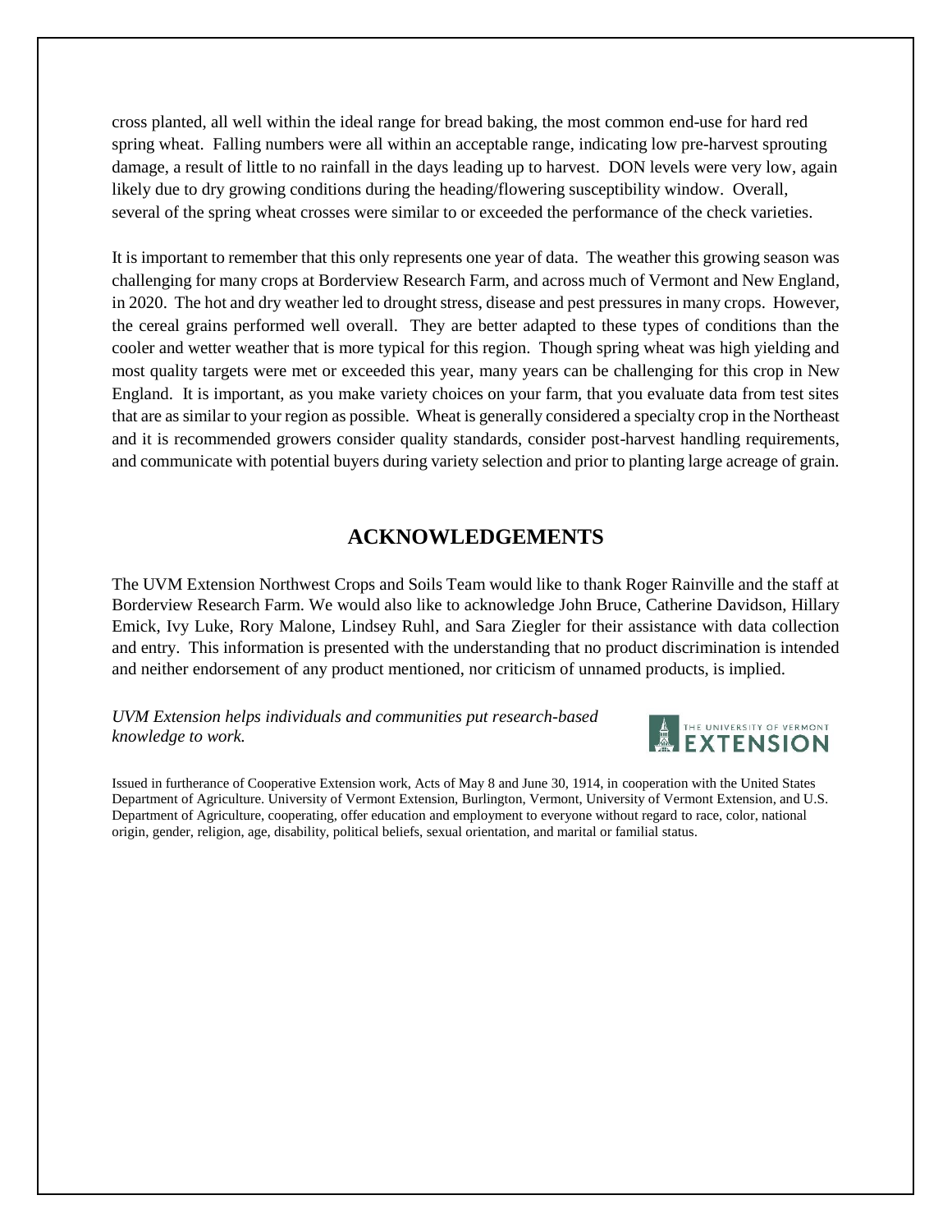cross planted, all well within the ideal range for bread baking, the most common end-use for hard red spring wheat. Falling numbers were all within an acceptable range, indicating low pre-harvest sprouting damage, a result of little to no rainfall in the days leading up to harvest. DON levels were very low, again likely due to dry growing conditions during the heading/flowering susceptibility window. Overall, several of the spring wheat crosses were similar to or exceeded the performance of the check varieties.

It is important to remember that this only represents one year of data. The weather this growing season was challenging for many crops at Borderview Research Farm, and across much of Vermont and New England, in 2020. The hot and dry weather led to drought stress, disease and pest pressures in many crops. However, the cereal grains performed well overall. They are better adapted to these types of conditions than the cooler and wetter weather that is more typical for this region. Though spring wheat was high yielding and most quality targets were met or exceeded this year, many years can be challenging for this crop in New England. It is important, as you make variety choices on your farm, that you evaluate data from test sites that are as similar to your region as possible. Wheat is generally considered a specialty crop in the Northeast and it is recommended growers consider quality standards, consider post-harvest handling requirements, and communicate with potential buyers during variety selection and prior to planting large acreage of grain.

## ACKNOWLEDGEMENTS

The UVM Extension Northwest Crops and Soils Team would like to thank Roger Rainville and the staff at Borderview Research Farm. We would also like to acknowledge John Bruce, Catherine Davidson, Hillary Emick, Ivy Luke, Rory Malone, Lindsey Ruhl, and Sara Ziegler for their assistance with data collection and entry. This information is presented with the understanding that no product discrimination is intended and neither endorsement of any product mentioned, nor criticism of unnamed products, is implied.

*UVM Extension helps individuals and communities put research-based knowledge to work.*

THE UNIVERSITY OF VERMONT EXTENSION

Issued in furtherance of Cooperative Extension work, Acts of May 8 and June 30, 1914, in cooperation with the United States Department of Agriculture. University of Vermont Extension, Burlington, Vermont, University of Vermont Extension, and U.S. Department of Agriculture, cooperating, offer education and employment to everyone without regard to race, color, national origin, gender, religion, age, disability, political beliefs, sexual orientation, and marital or familial status.